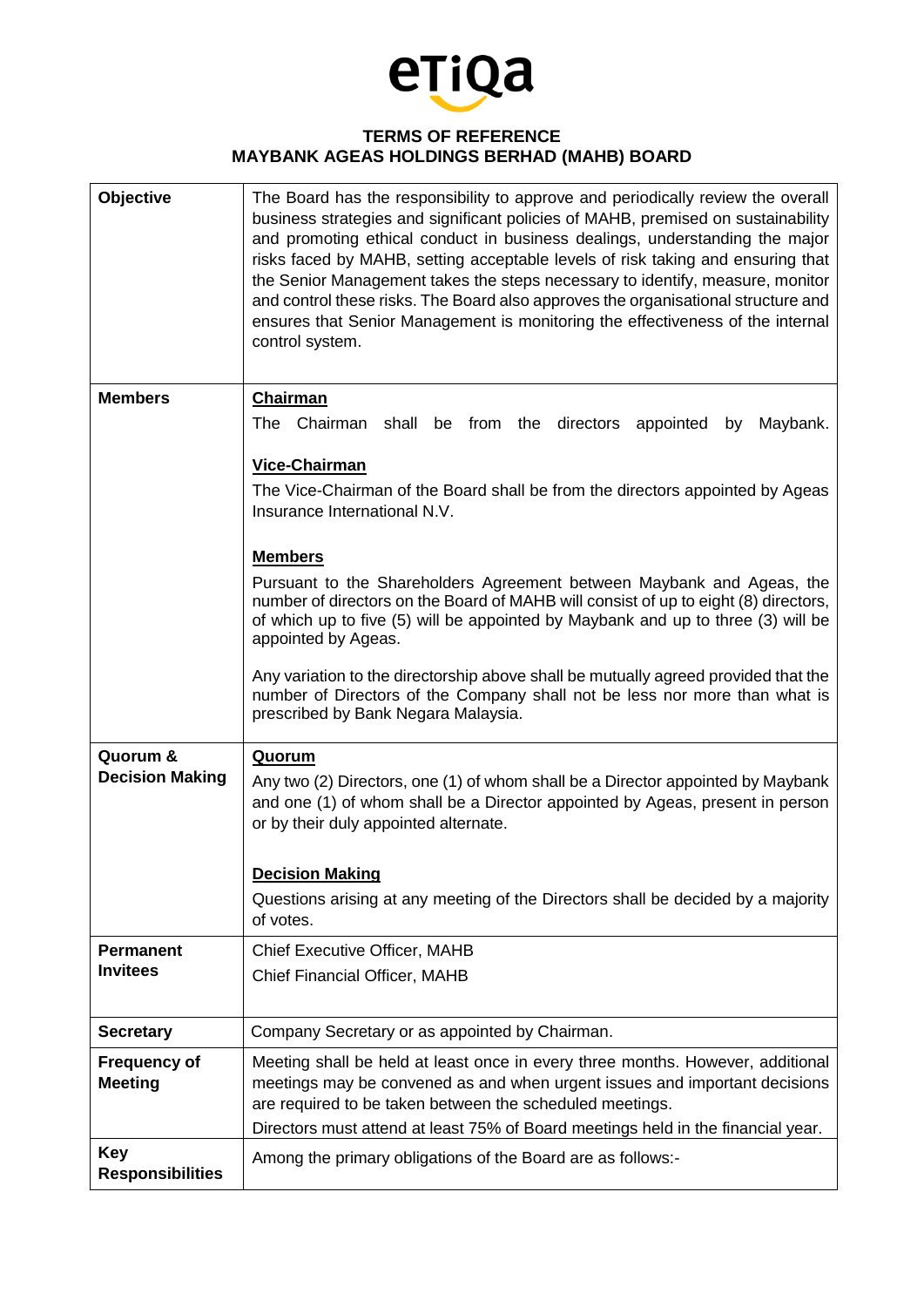# TERMS OF REFERENCE
# MAYBANK AGEAS HOLDINGS BERHAD (MAHB) BOARD

| | |
|---|---|
| **Objective** | The Board has the responsibility to approve and periodically review the overall business strategies and significant policies of MAHB, premised on sustainability and promoting ethical conduct in business dealings, understanding the major risks faced by MAHB, setting acceptable levels of risk taking and ensuring that the Senior Management takes the steps necessary to identify, measure, monitor and control these risks. The Board also approves the organisational structure and ensures that Senior Management is monitoring the effectiveness of the internal control system. |
| **Members** | **<u>Chairman</u>**<br>The Chairman shall be from the directors appointed by Maybank.<br><br>**<u>Vice-Chairman</u>**<br>The Vice-Chairman of the Board shall be from the directors appointed by Ageas Insurance International N.V.<br><br>**<u>Members</u>**<br>Pursuant to the Shareholders Agreement between Maybank and Ageas, the number of directors on the Board of MAHB will consist of up to eight (8) directors, of which up to five (5) will be appointed by Maybank and up to three (3) will be appointed by Ageas.<br><br>Any variation to the directorship above shall be mutually agreed provided that the number of Directors of the Company shall not be less nor more than what is prescribed by Bank Negara Malaysia. |
| **Quorum & Decision Making** | **<u>Quorum</u>**<br>Any two (2) Directors, one (1) of whom shall be a Director appointed by Maybank and one (1) of whom shall be a Director appointed by Ageas, present in person or by their duly appointed alternate.<br><br>**<u>Decision Making</u>**<br>Questions arising at any meeting of the Directors shall be decided by a majority of votes. |
| **Permanent Invitees** | Chief Executive Officer, MAHB<br>Chief Financial Officer, MAHB |
| **Secretary** | Company Secretary or as appointed by Chairman. |
| **Frequency of Meeting** | Meeting shall be held at least once in every three months. However, additional meetings may be convened as and when urgent issues and important decisions are required to be taken between the scheduled meetings.<br>Directors must attend at least 75% of Board meetings held in the financial year. |
| **Key Responsibilities** | Among the primary obligations of the Board are as follows:- |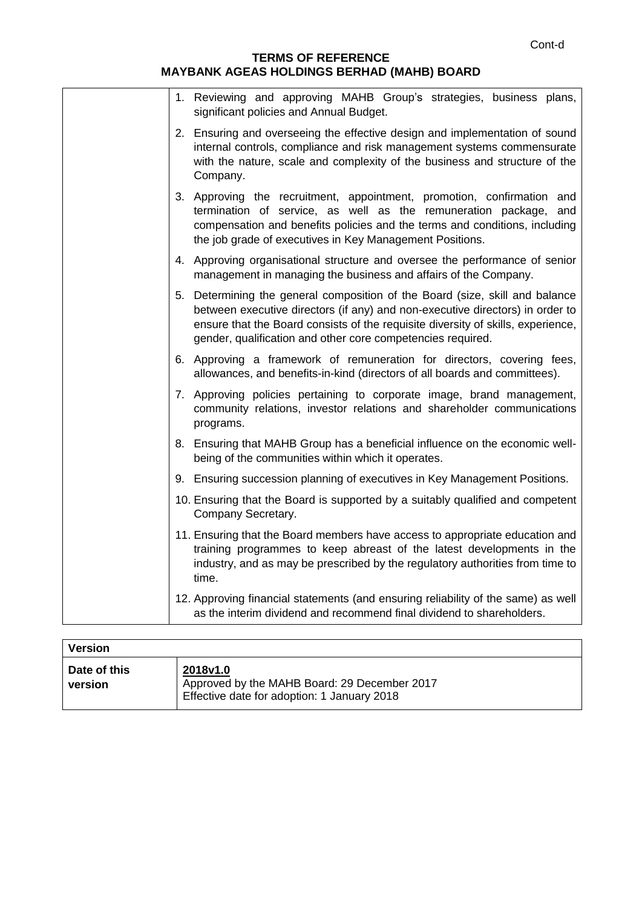Cont-d

**TERMS OF REFERENCE**
**MAYBANK AGEAS HOLDINGS BERHAD (MAHB) BOARD**

| | |
|---|---|
| | 1. Reviewing and approving MAHB Group's strategies, business plans, significant policies and Annual Budget.<br>2. Ensuring and overseeing the effective design and implementation of sound internal controls, compliance and risk management systems commensurate with the nature, scale and complexity of the business and structure of the Company.<br>3. Approving the recruitment, appointment, promotion, confirmation and termination of service, as well as the remuneration package, and compensation and benefits policies and the terms and conditions, including the job grade of executives in Key Management Positions.<br>4. Approving organisational structure and oversee the performance of senior management in managing the business and affairs of the Company.<br>5. Determining the general composition of the Board (size, skill and balance between executive directors (if any) and non-executive directors) in order to ensure that the Board consists of the requisite diversity of skills, experience, gender, qualification and other core competencies required.<br>6. Approving a framework of remuneration for directors, covering fees, allowances, and benefits-in-kind (directors of all boards and committees).<br>7. Approving policies pertaining to corporate image, brand management, community relations, investor relations and shareholder communications programs.<br>8. Ensuring that MAHB Group has a beneficial influence on the economic well-being of the communities within which it operates.<br>9. Ensuring succession planning of executives in Key Management Positions.<br>10. Ensuring that the Board is supported by a suitably qualified and competent Company Secretary.<br>11. Ensuring that the Board members have access to appropriate education and training programmes to keep abreast of the latest developments in the industry, and as may be prescribed by the regulatory authorities from time to time.<br>12. Approving financial statements (and ensuring reliability of the same) as well as the interim dividend and recommend final dividend to shareholders. |

| **Version** | |
|---|---|
| **Date of this version** | **2018v1.0**<br>Approved by the MAHB Board: 29 December 2017<br>Effective date for adoption: 1 January 2018 |